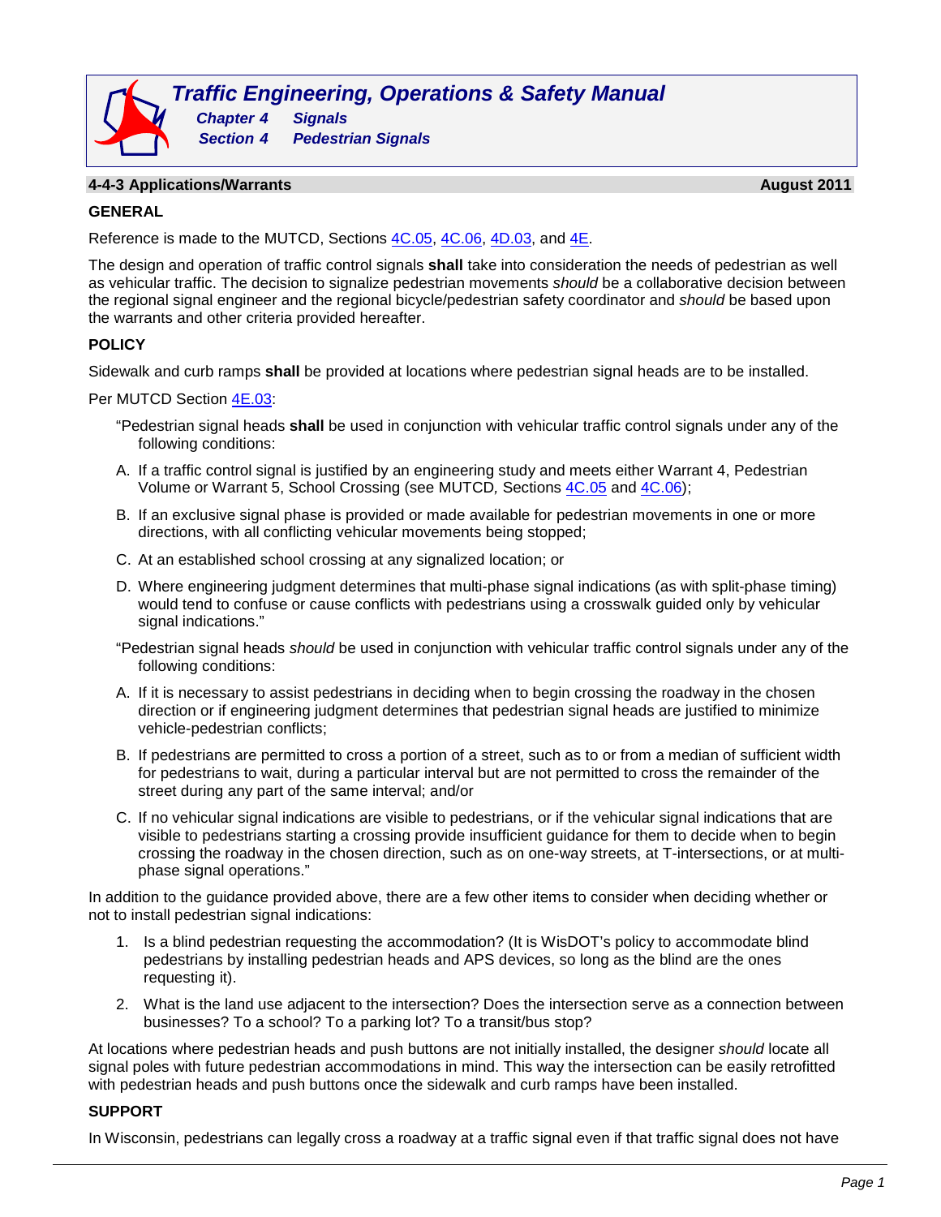# Traffic Engineering, Operations & Safety Manual

***Chapter 4 Signals***
***Section 4 Pedestrian Signals***

## 4-4-3 Applications/Warrants — August 2011

### GENERAL

Reference is made to the MUTCD, Sections 4C.05, 4C.06, 4D.03, and 4E.

The design and operation of traffic control signals **shall** take into consideration the needs of pedestrian as well as vehicular traffic. The decision to signalize pedestrian movements *should* be a collaborative decision between the regional signal engineer and the regional bicycle/pedestrian safety coordinator and *should* be based upon the warrants and other criteria provided hereafter.

### POLICY

Sidewalk and curb ramps **shall** be provided at locations where pedestrian signal heads are to be installed.

Per MUTCD Section 4E.03:

"Pedestrian signal heads **shall** be used in conjunction with vehicular traffic control signals under any of the following conditions:

A. If a traffic control signal is justified by an engineering study and meets either Warrant 4, Pedestrian Volume or Warrant 5, School Crossing (see MUTCD, Sections 4C.05 and 4C.06);

B. If an exclusive signal phase is provided or made available for pedestrian movements in one or more directions, with all conflicting vehicular movements being stopped;

C. At an established school crossing at any signalized location; or

D. Where engineering judgment determines that multi-phase signal indications (as with split-phase timing) would tend to confuse or cause conflicts with pedestrians using a crosswalk guided only by vehicular signal indications."

"Pedestrian signal heads *should* be used in conjunction with vehicular traffic control signals under any of the following conditions:

A. If it is necessary to assist pedestrians in deciding when to begin crossing the roadway in the chosen direction or if engineering judgment determines that pedestrian signal heads are justified to minimize vehicle-pedestrian conflicts;

B. If pedestrians are permitted to cross a portion of a street, such as to or from a median of sufficient width for pedestrians to wait, during a particular interval but are not permitted to cross the remainder of the street during any part of the same interval; and/or

C. If no vehicular signal indications are visible to pedestrians, or if the vehicular signal indications that are visible to pedestrians starting a crossing provide insufficient guidance for them to decide when to begin crossing the roadway in the chosen direction, such as on one-way streets, at T-intersections, or at multi-phase signal operations."

In addition to the guidance provided above, there are a few other items to consider when deciding whether or not to install pedestrian signal indications:

1. Is a blind pedestrian requesting the accommodation? (It is WisDOT's policy to accommodate blind pedestrians by installing pedestrian heads and APS devices, so long as the blind are the ones requesting it).
2. What is the land use adjacent to the intersection? Does the intersection serve as a connection between businesses? To a school? To a parking lot? To a transit/bus stop?

At locations where pedestrian heads and push buttons are not initially installed, the designer *should* locate all signal poles with future pedestrian accommodations in mind. This way the intersection can be easily retrofitted with pedestrian heads and push buttons once the sidewalk and curb ramps have been installed.

### SUPPORT

In Wisconsin, pedestrians can legally cross a roadway at a traffic signal even if that traffic signal does not have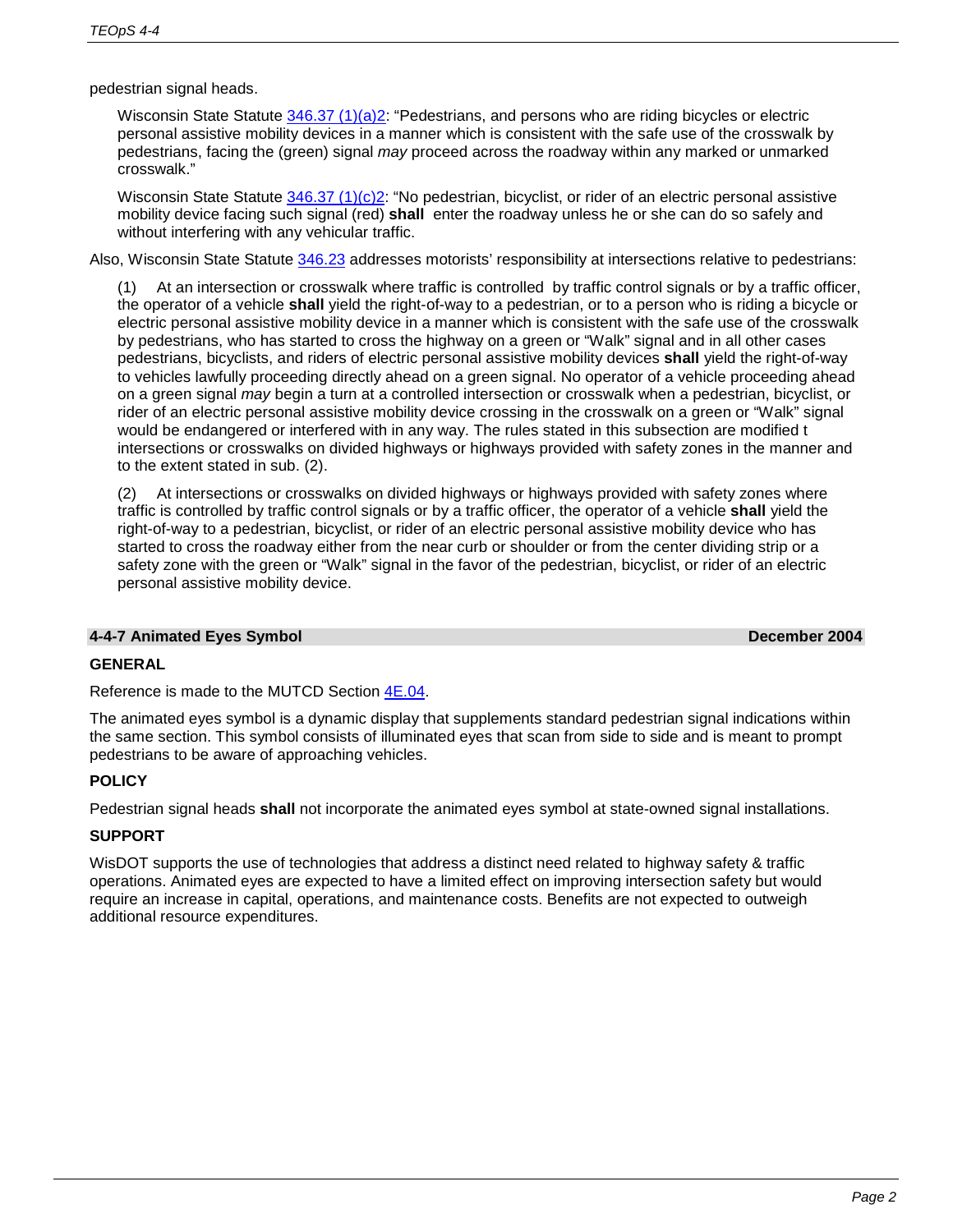pedestrian signal heads.

> Wisconsin State Statute 346.37 (1)(a)2: "Pedestrians, and persons who are riding bicycles or electric personal assistive mobility devices in a manner which is consistent with the safe use of the crosswalk by pedestrians, facing the (green) signal *may* proceed across the roadway within any marked or unmarked crosswalk."
>
> Wisconsin State Statute 346.37 (1)(c)2: "No pedestrian, bicyclist, or rider of an electric personal assistive mobility device facing such signal (red) **shall** enter the roadway unless he or she can do so safely and without interfering with any vehicular traffic.

Also, Wisconsin State Statute 346.23 addresses motorists' responsibility at intersections relative to pedestrians:

> (1) At an intersection or crosswalk where traffic is controlled by traffic control signals or by a traffic officer, the operator of a vehicle **shall** yield the right-of-way to a pedestrian, or to a person who is riding a bicycle or electric personal assistive mobility device in a manner which is consistent with the safe use of the crosswalk by pedestrians, who has started to cross the highway on a green or "Walk" signal and in all other cases pedestrians, bicyclists, and riders of electric personal assistive mobility devices **shall** yield the right-of-way to vehicles lawfully proceeding directly ahead on a green signal. No operator of a vehicle proceeding ahead on a green signal *may* begin a turn at a controlled intersection or crosswalk when a pedestrian, bicyclist, or rider of an electric personal assistive mobility device crossing in the crosswalk on a green or "Walk" signal would be endangered or interfered with in any way. The rules stated in this subsection are modified t intersections or crosswalks on divided highways or highways provided with safety zones in the manner and to the extent stated in sub. (2).
>
> (2) At intersections or crosswalks on divided highways or highways provided with safety zones where traffic is controlled by traffic control signals or by a traffic officer, the operator of a vehicle **shall** yield the right-of-way to a pedestrian, bicyclist, or rider of an electric personal assistive mobility device who has started to cross the roadway either from the near curb or shoulder or from the center dividing strip or a safety zone with the green or "Walk" signal in the favor of the pedestrian, bicyclist, or rider of an electric personal assistive mobility device.

## 4-4-7 Animated Eyes Symbol — December 2004

### GENERAL

Reference is made to the MUTCD Section 4E.04.

The animated eyes symbol is a dynamic display that supplements standard pedestrian signal indications within the same section. This symbol consists of illuminated eyes that scan from side to side and is meant to prompt pedestrians to be aware of approaching vehicles.

### POLICY

Pedestrian signal heads **shall** not incorporate the animated eyes symbol at state-owned signal installations.

### SUPPORT

WisDOT supports the use of technologies that address a distinct need related to highway safety & traffic operations. Animated eyes are expected to have a limited effect on improving intersection safety but would require an increase in capital, operations, and maintenance costs. Benefits are not expected to outweigh additional resource expenditures.